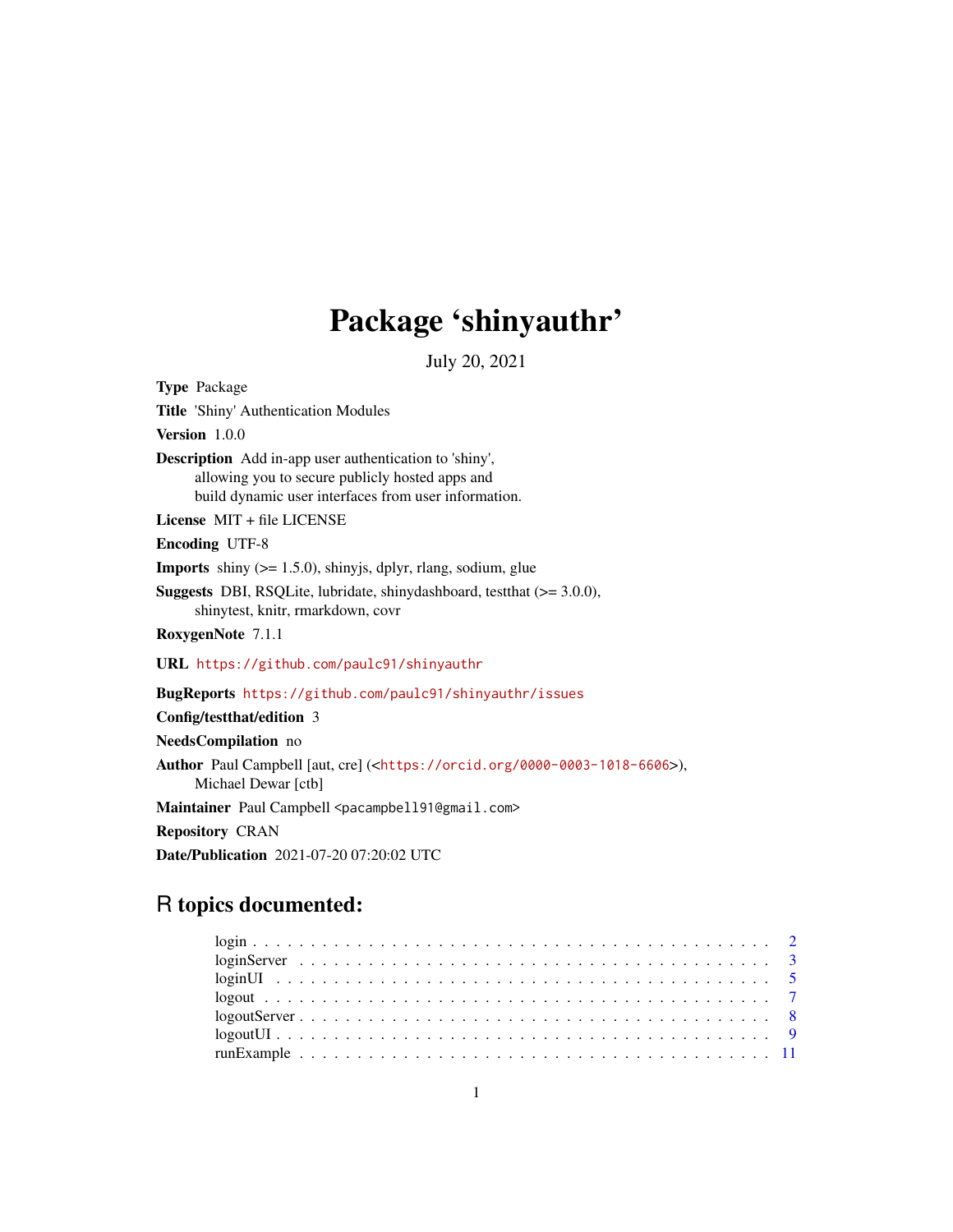# Package 'shinyauthr'

July 20, 2021

**Type** Package

**Title** 'Shiny' Authentication Modules

**Version** 1.0.0

**Description** Add in-app user authentication to 'shiny', allowing you to secure publicly hosted apps and build dynamic user interfaces from user information.

**License** MIT + file LICENSE

**Encoding** UTF-8

**Imports** shiny (>= 1.5.0), shinyjs, dplyr, rlang, sodium, glue

**Suggests** DBI, RSQLite, lubridate, shinydashboard, testthat (>= 3.0.0), shinytest, knitr, rmarkdown, covr

**RoxygenNote** 7.1.1

**URL** https://github.com/paulc91/shinyauthr

**BugReports** https://github.com/paulc91/shinyauthr/issues

**Config/testthat/edition** 3

**NeedsCompilation** no

**Author** Paul Campbell [aut, cre] (<https://orcid.org/0000-0003-1018-6606>), Michael Dewar [ctb]

**Maintainer** Paul Campbell <pacampbell91@gmail.com>

**Repository** CRAN

**Date/Publication** 2021-07-20 07:20:02 UTC

## R topics documented:

- login . . . . . . . . . . . . . . . . . . . . . . . . . . . . . . . . . . . . . . . . . . . . 2
- loginServer . . . . . . . . . . . . . . . . . . . . . . . . . . . . . . . . . . . . . . . . . 3
- loginUI . . . . . . . . . . . . . . . . . . . . . . . . . . . . . . . . . . . . . . . . . . . 5
- logout . . . . . . . . . . . . . . . . . . . . . . . . . . . . . . . . . . . . . . . . . . . 7
- logoutServer . . . . . . . . . . . . . . . . . . . . . . . . . . . . . . . . . . . . . . . . 8
- logoutUI . . . . . . . . . . . . . . . . . . . . . . . . . . . . . . . . . . . . . . . . . . 9
- runExample . . . . . . . . . . . . . . . . . . . . . . . . . . . . . . . . . . . . . . . . 11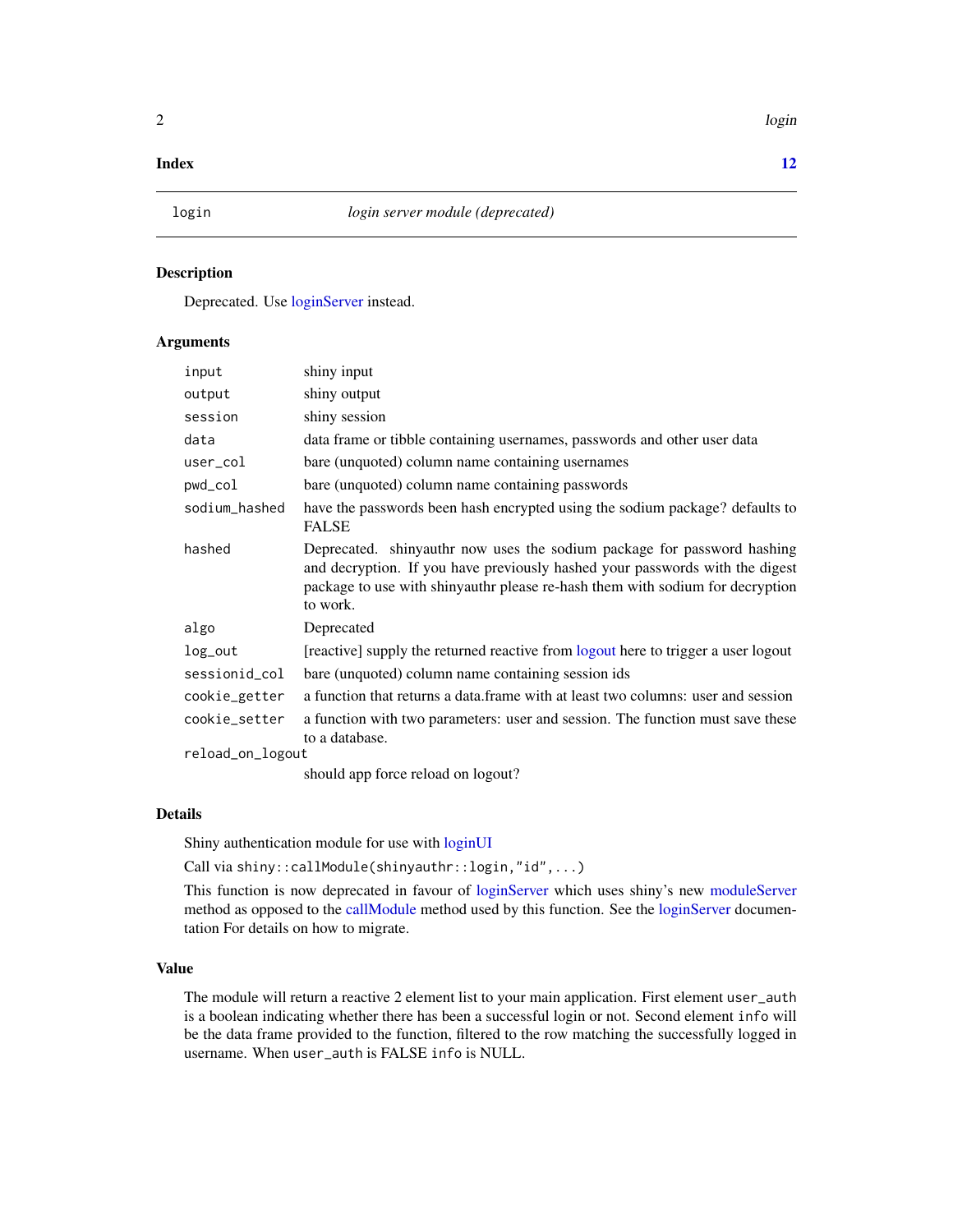**Index** **12**

---

## login — *login server module (deprecated)*

### Description

Deprecated. Use loginServer instead.

### Arguments

| | |
|---|---|
| `input` | shiny input |
| `output` | shiny output |
| `session` | shiny session |
| `data` | data frame or tibble containing usernames, passwords and other user data |
| `user_col` | bare (unquoted) column name containing usernames |
| `pwd_col` | bare (unquoted) column name containing passwords |
| `sodium_hashed` | have the passwords been hash encrypted using the sodium package? defaults to FALSE |
| `hashed` | Deprecated. shinyauthr now uses the sodium package for password hashing and decryption. If you have previously hashed your passwords with the digest package to use with shinyauthr please re-hash them with sodium for decryption to work. |
| `algo` | Deprecated |
| `log_out` | [reactive] supply the returned reactive from logout here to trigger a user logout |
| `sessionid_col` | bare (unquoted) column name containing session ids |
| `cookie_getter` | a function that returns a data.frame with at least two columns: user and session |
| `cookie_setter` | a function with two parameters: user and session. The function must save these to a database. |
| `reload_on_logout` | should app force reload on logout? |

### Details

Shiny authentication module for use with loginUI

Call via `shiny::callModule(shinyauthr::login,"id",...)`

This function is now deprecated in favour of loginServer which uses shiny's new moduleServer method as opposed to the callModule method used by this function. See the loginServer documentation For details on how to migrate.

### Value

The module will return a reactive 2 element list to your main application. First element `user_auth` is a boolean indicating whether there has been a successful login or not. Second element `info` will be the data frame provided to the function, filtered to the row matching the successfully logged in username. When `user_auth` is FALSE `info` is NULL.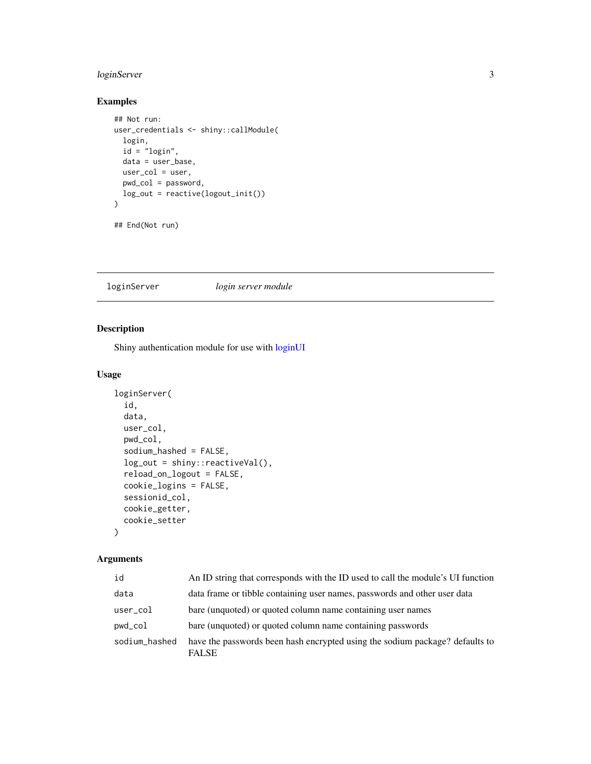## Examples

```
## Not run:
user_credentials <- shiny::callModule(
  login,
  id = "login",
  data = user_base,
  user_col = user,
  pwd_col = password,
  log_out = reactive(logout_init())
)

## End(Not run)
```

---

`loginServer` *login server module*

---

## Description

Shiny authentication module for use with loginUI

## Usage

```
loginServer(
  id,
  data,
  user_col,
  pwd_col,
  sodium_hashed = FALSE,
  log_out = shiny::reactiveVal(),
  reload_on_logout = FALSE,
  cookie_logins = FALSE,
  sessionid_col,
  cookie_getter,
  cookie_setter
)
```

## Arguments

| | |
|---|---|
| `id` | An ID string that corresponds with the ID used to call the module's UI function |
| `data` | data frame or tibble containing user names, passwords and other user data |
| `user_col` | bare (unquoted) or quoted column name containing user names |
| `pwd_col` | bare (unquoted) or quoted column name containing passwords |
| `sodium_hashed` | have the passwords been hash encrypted using the sodium package? defaults to FALSE |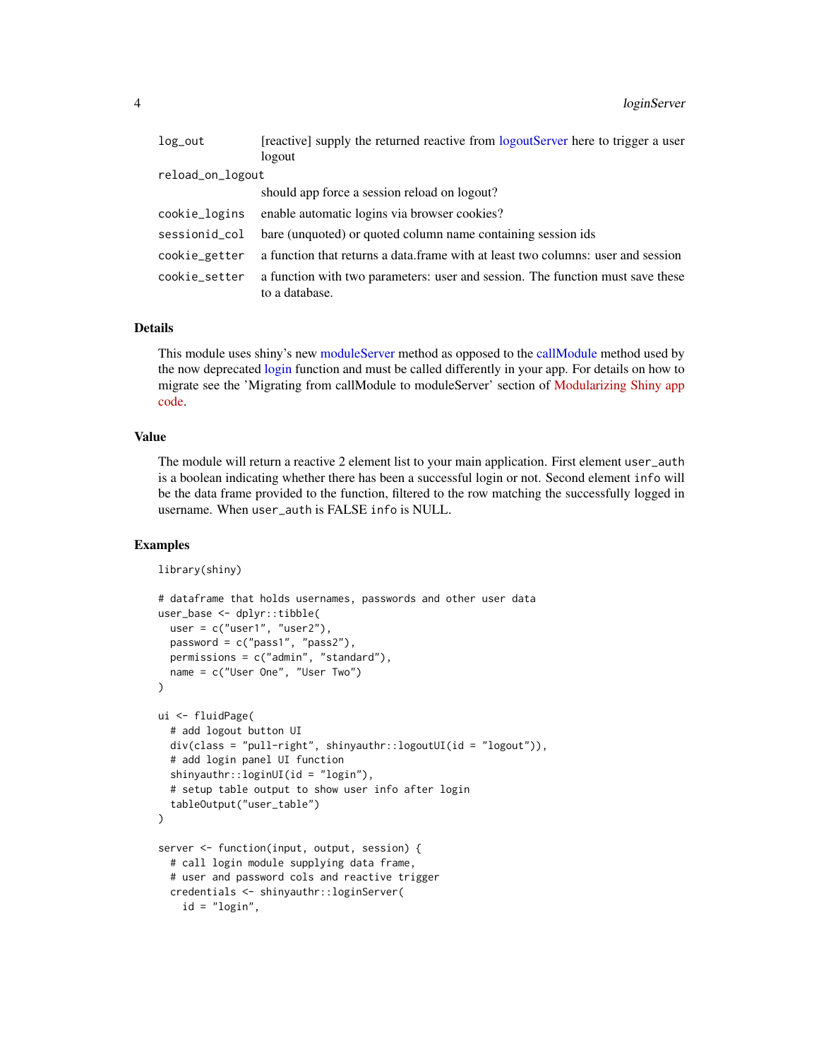| | |
|---|---|
| `log_out` | [reactive] supply the returned reactive from logoutServer here to trigger a user logout |
| `reload_on_logout` | should app force a session reload on logout? |
| `cookie_logins` | enable automatic logins via browser cookies? |
| `sessionid_col` | bare (unquoted) or quoted column name containing session ids |
| `cookie_getter` | a function that returns a data.frame with at least two columns: user and session |
| `cookie_setter` | a function with two parameters: user and session. The function must save these to a database. |

### Details

This module uses shiny's new moduleServer method as opposed to the callModule method used by the now deprecated login function and must be called differently in your app. For details on how to migrate see the 'Migrating from callModule to moduleServer' section of Modularizing Shiny app code.

### Value

The module will return a reactive 2 element list to your main application. First element `user_auth` is a boolean indicating whether there has been a successful login or not. Second element `info` will be the data frame provided to the function, filtered to the row matching the successfully logged in username. When `user_auth` is FALSE `info` is NULL.

### Examples

```
library(shiny)

# dataframe that holds usernames, passwords and other user data
user_base <- dplyr::tibble(
  user = c("user1", "user2"),
  password = c("pass1", "pass2"),
  permissions = c("admin", "standard"),
  name = c("User One", "User Two")
)

ui <- fluidPage(
  # add logout button UI
  div(class = "pull-right", shinyauthr::logoutUI(id = "logout")),
  # add login panel UI function
  shinyauthr::loginUI(id = "login"),
  # setup table output to show user info after login
  tableOutput("user_table")
)

server <- function(input, output, session) {
  # call login module supplying data frame,
  # user and password cols and reactive trigger
  credentials <- shinyauthr::loginServer(
    id = "login",
```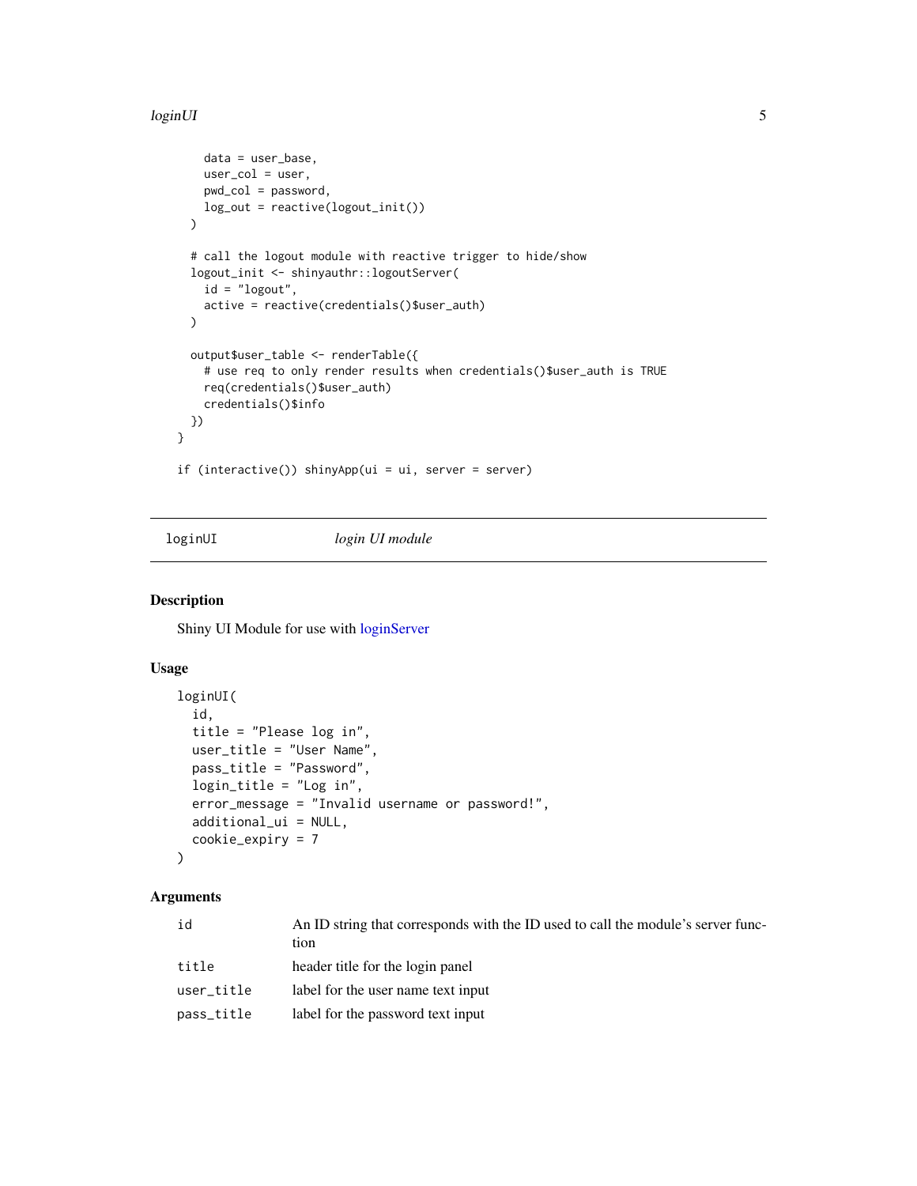```
    data = user_base,
    user_col = user,
    pwd_col = password,
    log_out = reactive(logout_init())
  )

  # call the logout module with reactive trigger to hide/show
  logout_init <- shinyauthr::logoutServer(
    id = "logout",
    active = reactive(credentials()$user_auth)
  )

  output$user_table <- renderTable({
    # use req to only render results when credentials()$user_auth is TRUE
    req(credentials()$user_auth)
    credentials()$info
  })
}

if (interactive()) shinyApp(ui = ui, server = server)
```

## loginUI — *login UI module*

### Description

Shiny UI Module for use with loginServer

### Usage

```
loginUI(
  id,
  title = "Please log in",
  user_title = "User Name",
  pass_title = "Password",
  login_title = "Log in",
  error_message = "Invalid username or password!",
  additional_ui = NULL,
  cookie_expiry = 7
)
```

### Arguments

| | |
|---|---|
| id | An ID string that corresponds with the ID used to call the module's server function |
| title | header title for the login panel |
| user_title | label for the user name text input |
| pass_title | label for the password text input |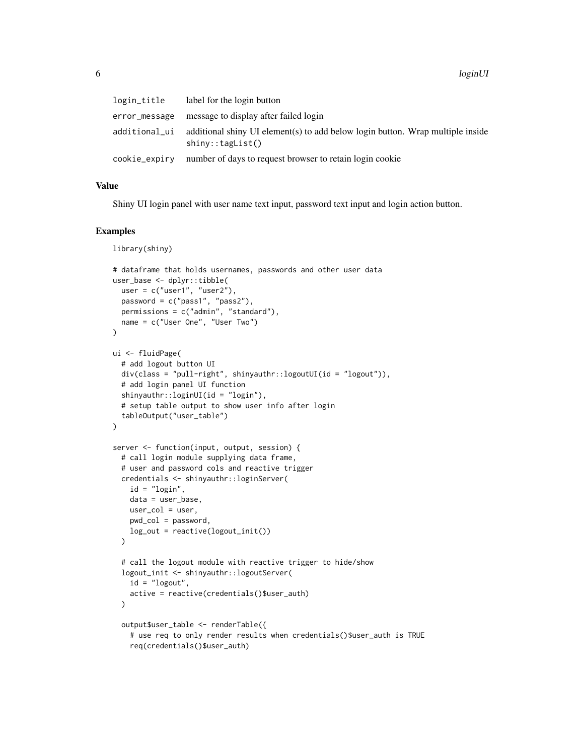| | |
|---|---|
| login_title | label for the login button |
| error_message | message to display after failed login |
| additional_ui | additional shiny UI element(s) to add below login button. Wrap multiple inside shiny::tagList() |
| cookie_expiry | number of days to request browser to retain login cookie |

## Value

Shiny UI login panel with user name text input, password text input and login action button.

## Examples

```
library(shiny)

# dataframe that holds usernames, passwords and other user data
user_base <- dplyr::tibble(
  user = c("user1", "user2"),
  password = c("pass1", "pass2"),
  permissions = c("admin", "standard"),
  name = c("User One", "User Two")
)

ui <- fluidPage(
  # add logout button UI
  div(class = "pull-right", shinyauthr::logoutUI(id = "logout")),
  # add login panel UI function
  shinyauthr::loginUI(id = "login"),
  # setup table output to show user info after login
  tableOutput("user_table")
)

server <- function(input, output, session) {
  # call login module supplying data frame,
  # user and password cols and reactive trigger
  credentials <- shinyauthr::loginServer(
    id = "login",
    data = user_base,
    user_col = user,
    pwd_col = password,
    log_out = reactive(logout_init())
  )

  # call the logout module with reactive trigger to hide/show
  logout_init <- shinyauthr::logoutServer(
    id = "logout",
    active = reactive(credentials()$user_auth)
  )

  output$user_table <- renderTable({
    # use req to only render results when credentials()$user_auth is TRUE
    req(credentials()$user_auth)
```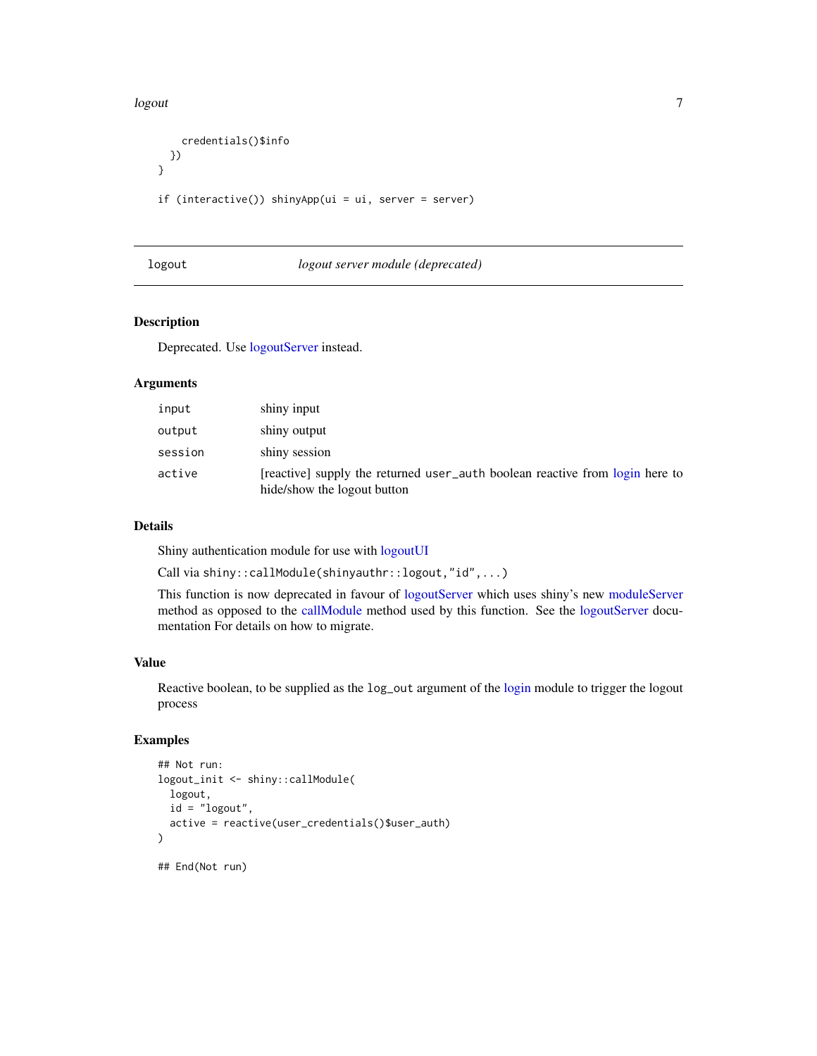```
    credentials()$info
  })
}

if (interactive()) shinyApp(ui = ui, server = server)
```

## logout — *logout server module (deprecated)*

### Description

Deprecated. Use logoutServer instead.

### Arguments

| | |
|---|---|
| `input` | shiny input |
| `output` | shiny output |
| `session` | shiny session |
| `active` | [reactive] supply the returned `user_auth` boolean reactive from login here to hide/show the logout button |

### Details

Shiny authentication module for use with logoutUI

Call via `shiny::callModule(shinyauthr::logout,"id",...)`

This function is now deprecated in favour of logoutServer which uses shiny's new moduleServer method as opposed to the callModule method used by this function. See the logoutServer documentation For details on how to migrate.

### Value

Reactive boolean, to be supplied as the `log_out` argument of the login module to trigger the logout process

### Examples

```
## Not run:
logout_init <- shiny::callModule(
  logout,
  id = "logout",
  active = reactive(user_credentials()$user_auth)
)

## End(Not run)
```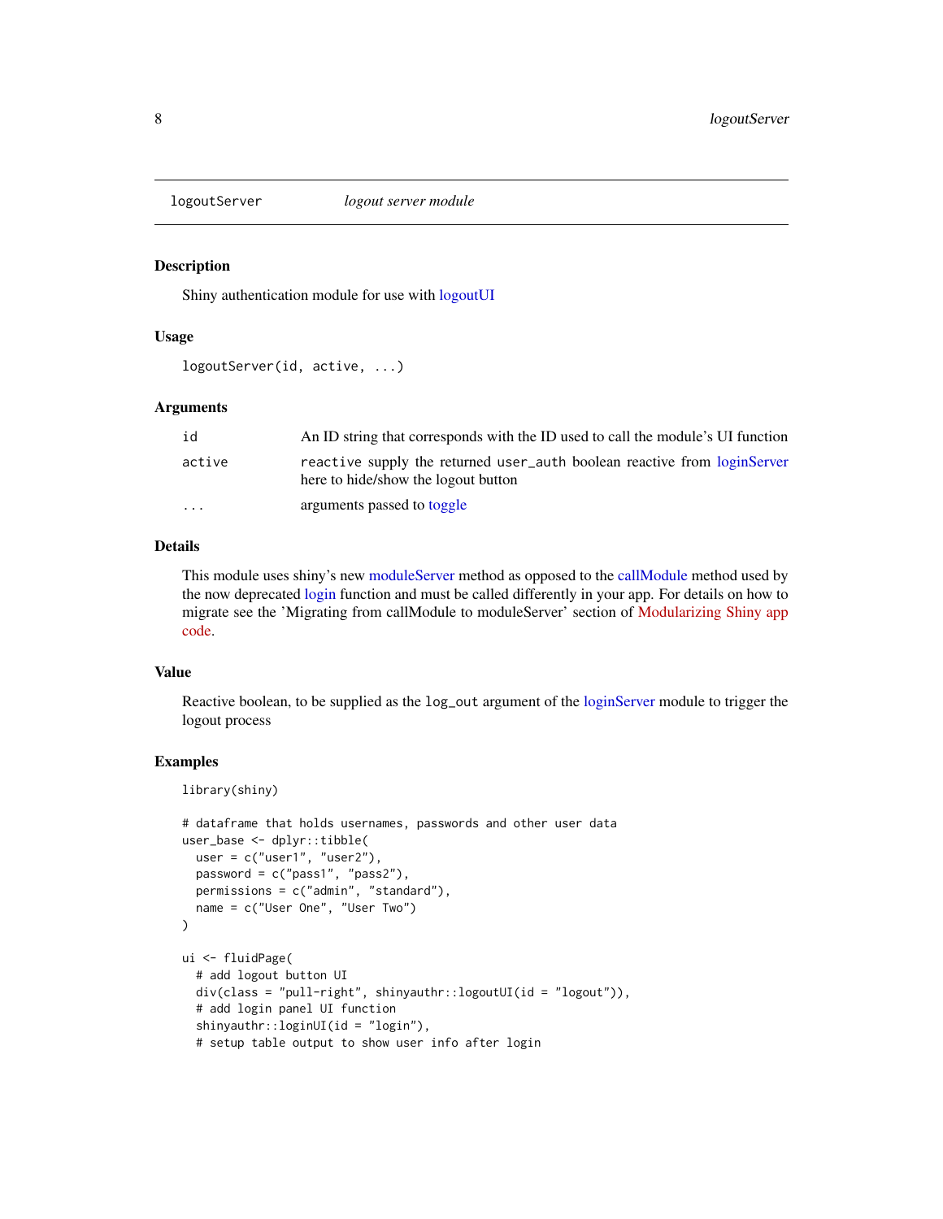## logoutServer — *logout server module*

### Description

Shiny authentication module for use with logoutUI

### Usage

```
logoutServer(id, active, ...)
```

### Arguments

| | |
|---|---|
| `id` | An ID string that corresponds with the ID used to call the module's UI function |
| `active` | `reactive` supply the returned `user_auth` boolean reactive from loginServer here to hide/show the logout button |
| `...` | arguments passed to toggle |

### Details

This module uses shiny's new moduleServer method as opposed to the callModule method used by the now deprecated login function and must be called differently in your app. For details on how to migrate see the 'Migrating from callModule to moduleServer' section of Modularizing Shiny app code.

### Value

Reactive boolean, to be supplied as the `log_out` argument of the loginServer module to trigger the logout process

### Examples

```
library(shiny)

# dataframe that holds usernames, passwords and other user data
user_base <- dplyr::tibble(
  user = c("user1", "user2"),
  password = c("pass1", "pass2"),
  permissions = c("admin", "standard"),
  name = c("User One", "User Two")
)

ui <- fluidPage(
  # add logout button UI
  div(class = "pull-right", shinyauthr::logoutUI(id = "logout")),
  # add login panel UI function
  shinyauthr::loginUI(id = "login"),
  # setup table output to show user info after login
```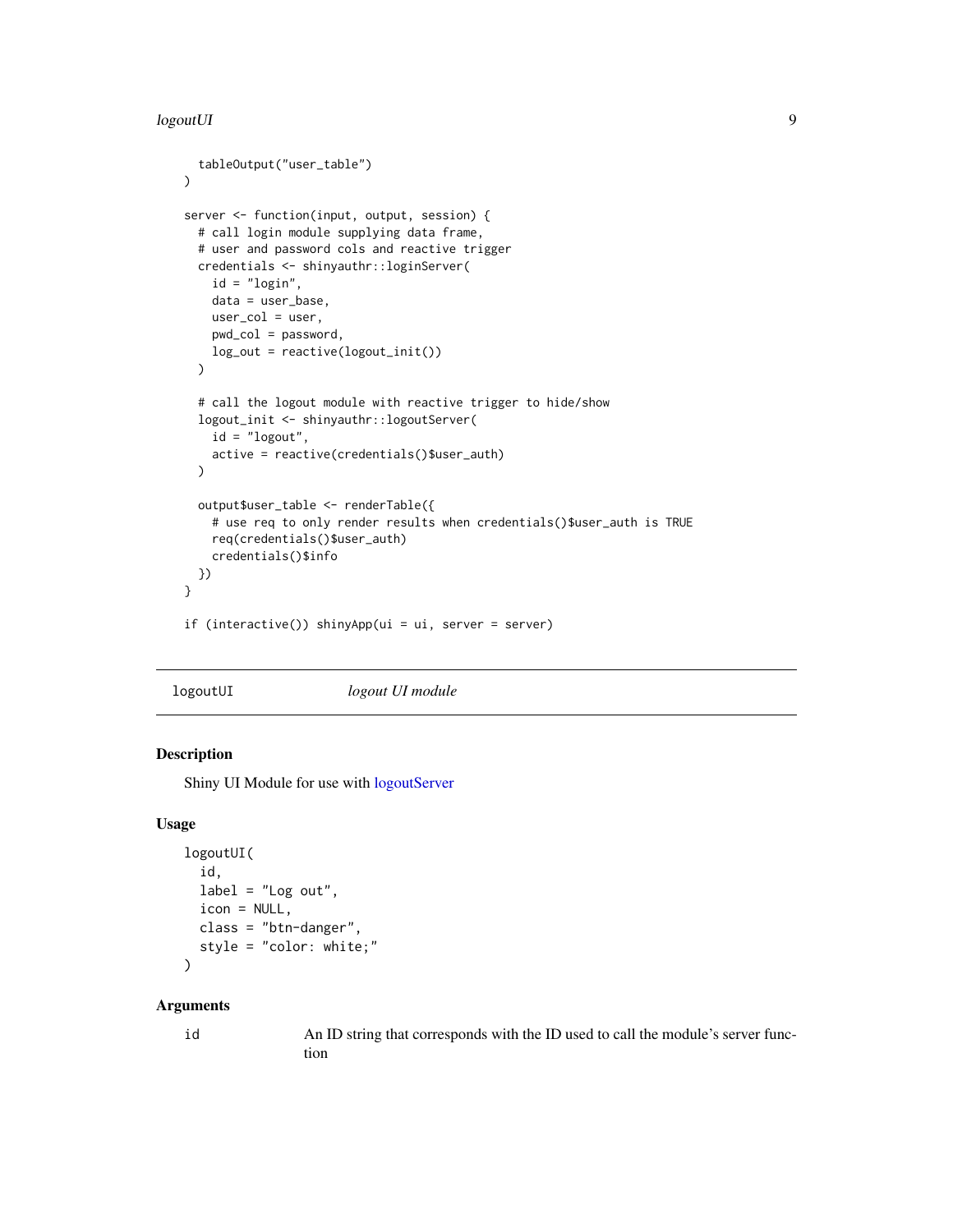```
  tableOutput("user_table")
)

server <- function(input, output, session) {
  # call login module supplying data frame,
  # user and password cols and reactive trigger
  credentials <- shinyauthr::loginServer(
    id = "login",
    data = user_base,
    user_col = user,
    pwd_col = password,
    log_out = reactive(logout_init())
  )

  # call the logout module with reactive trigger to hide/show
  logout_init <- shinyauthr::logoutServer(
    id = "logout",
    active = reactive(credentials()$user_auth)
  )

  output$user_table <- renderTable({
    # use req to only render results when credentials()$user_auth is TRUE
    req(credentials()$user_auth)
    credentials()$info
  })
}

if (interactive()) shinyApp(ui = ui, server = server)
```

## logoutUI *logout UI module*

### Description

Shiny UI Module for use with logoutServer

### Usage

```
logoutUI(
  id,
  label = "Log out",
  icon = NULL,
  class = "btn-danger",
  style = "color: white;"
)
```

### Arguments

| | |
|---|---|
| id | An ID string that corresponds with the ID used to call the module's server function |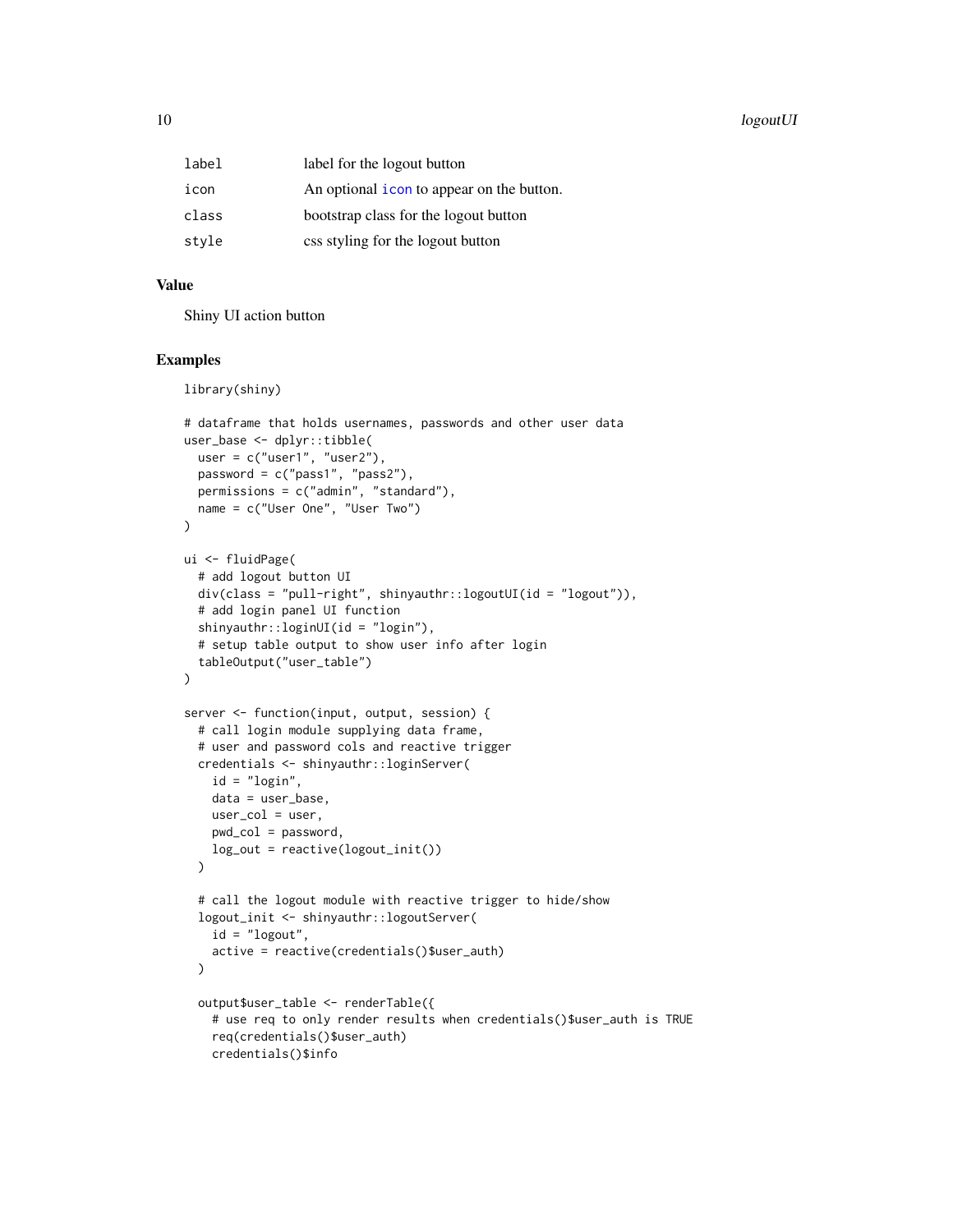| | |
|---|---|
| label | label for the logout button |
| icon | An optional icon to appear on the button. |
| class | bootstrap class for the logout button |
| style | css styling for the logout button |

## Value

Shiny UI action button

## Examples

```
library(shiny)

# dataframe that holds usernames, passwords and other user data
user_base <- dplyr::tibble(
  user = c("user1", "user2"),
  password = c("pass1", "pass2"),
  permissions = c("admin", "standard"),
  name = c("User One", "User Two")
)

ui <- fluidPage(
  # add logout button UI
  div(class = "pull-right", shinyauthr::logoutUI(id = "logout")),
  # add login panel UI function
  shinyauthr::loginUI(id = "login"),
  # setup table output to show user info after login
  tableOutput("user_table")
)

server <- function(input, output, session) {
  # call login module supplying data frame,
  # user and password cols and reactive trigger
  credentials <- shinyauthr::loginServer(
    id = "login",
    data = user_base,
    user_col = user,
    pwd_col = password,
    log_out = reactive(logout_init())
  )

  # call the logout module with reactive trigger to hide/show
  logout_init <- shinyauthr::logoutServer(
    id = "logout",
    active = reactive(credentials()$user_auth)
  )

  output$user_table <- renderTable({
    # use req to only render results when credentials()$user_auth is TRUE
    req(credentials()$user_auth)
    credentials()$info
```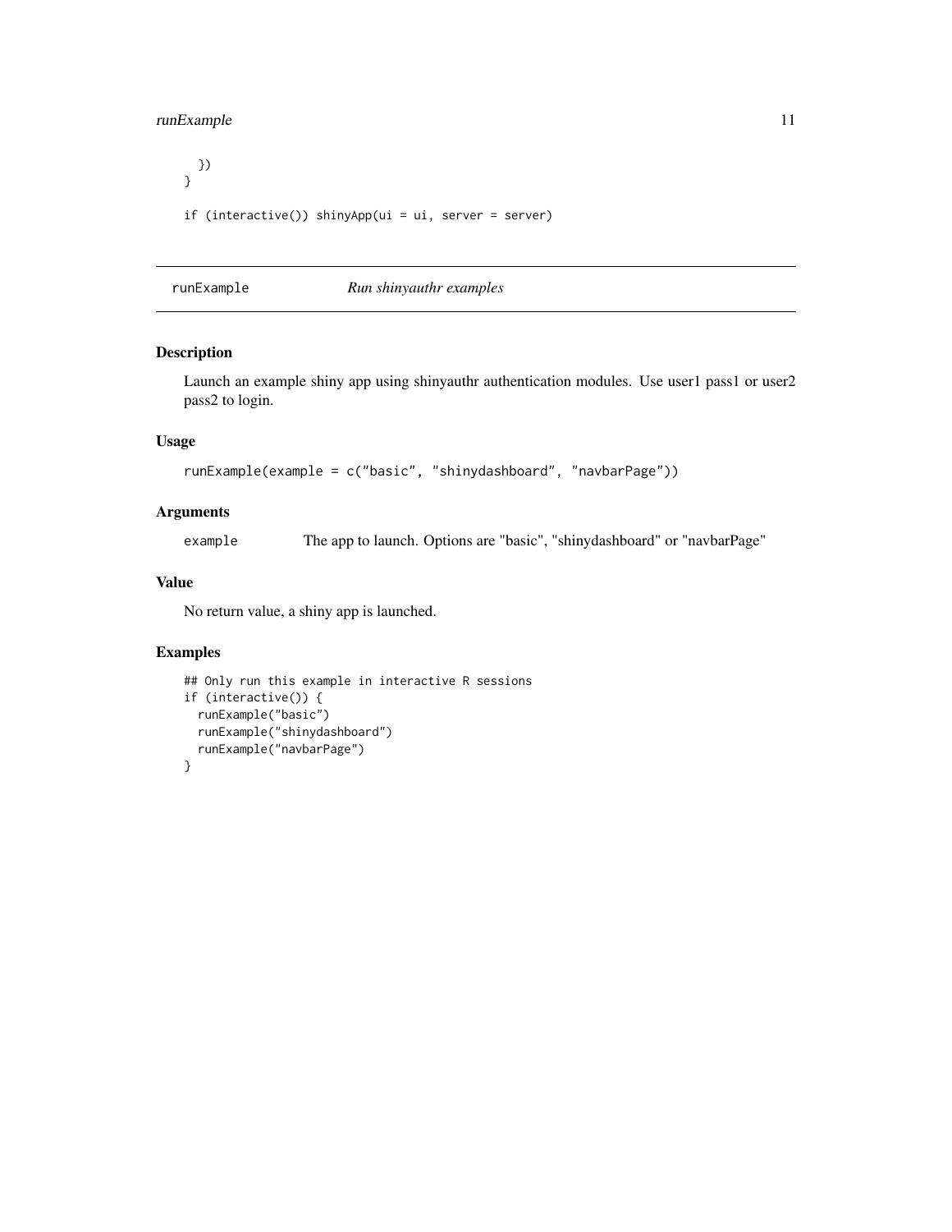```
  })
}

if (interactive()) shinyApp(ui = ui, server = server)
```

---

## runExample *Run shinyauthr examples*

### Description

Launch an example shiny app using shinyauthr authentication modules. Use user1 pass1 or user2 pass2 to login.

### Usage

```
runExample(example = c("basic", "shinydashboard", "navbarPage"))
```

### Arguments

| | |
|---|---|
| example | The app to launch. Options are "basic", "shinydashboard" or "navbarPage" |

### Value

No return value, a shiny app is launched.

### Examples

```
## Only run this example in interactive R sessions
if (interactive()) {
  runExample("basic")
  runExample("shinydashboard")
  runExample("navbarPage")
}
```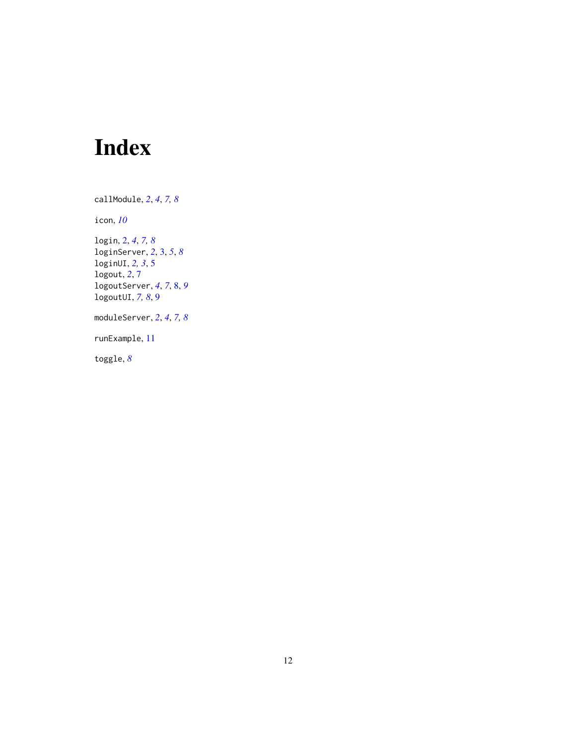# Index

callModule, *2*, *4*, *7, 8*

icon, *10*

login, 2, *4*, *7, 8*
loginServer, *2*, 3, *5*, *8*
loginUI, *2, 3*, 5
logout, *2*, 7
logoutServer, *4*, *7*, 8, *9*
logoutUI, *7, 8*, 9

moduleServer, *2*, *4*, *7, 8*

runExample, 11

toggle, *8*